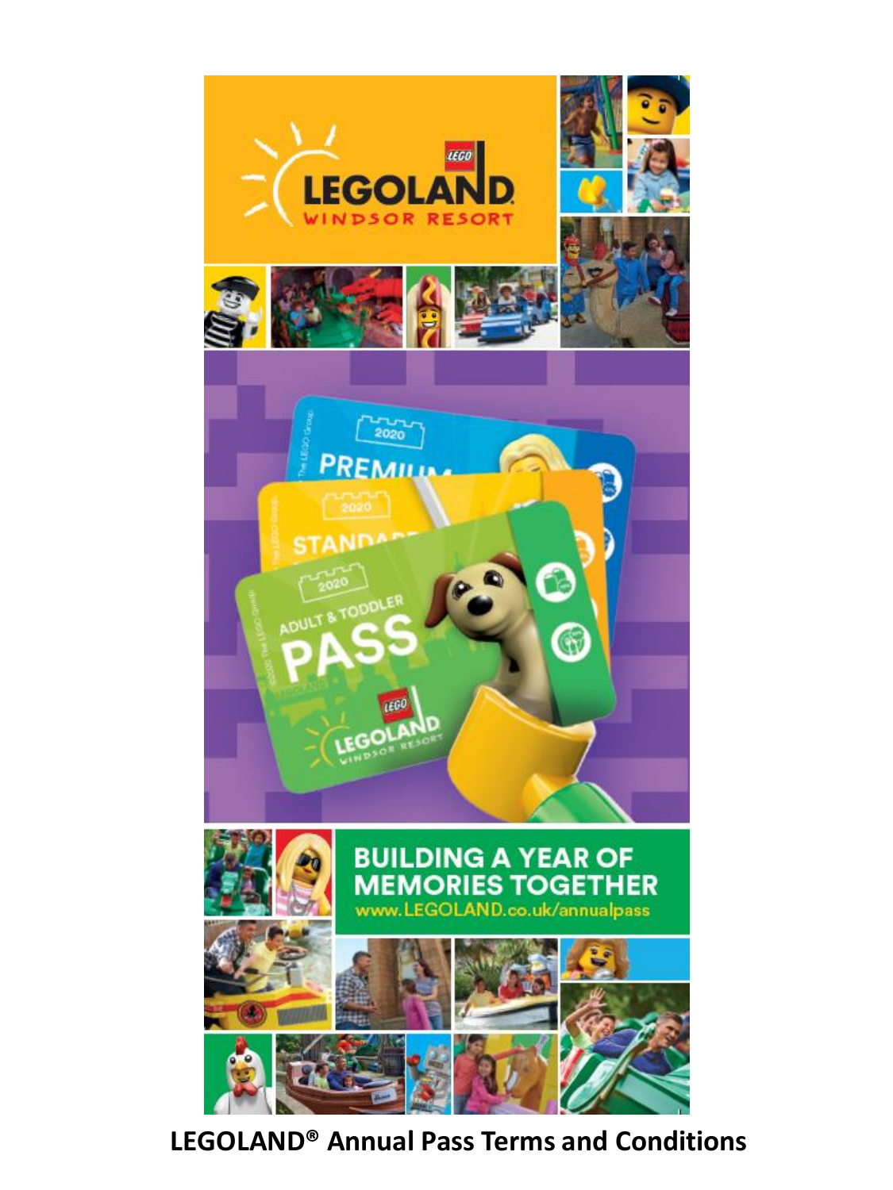LEGOLAND WINDSOR RESORT

BUILDING A YEAR OF MEMORIES TOGETHER
www.LEGOLAND.co.uk/annualpass

# LEGOLAND® Annual Pass Terms and Conditions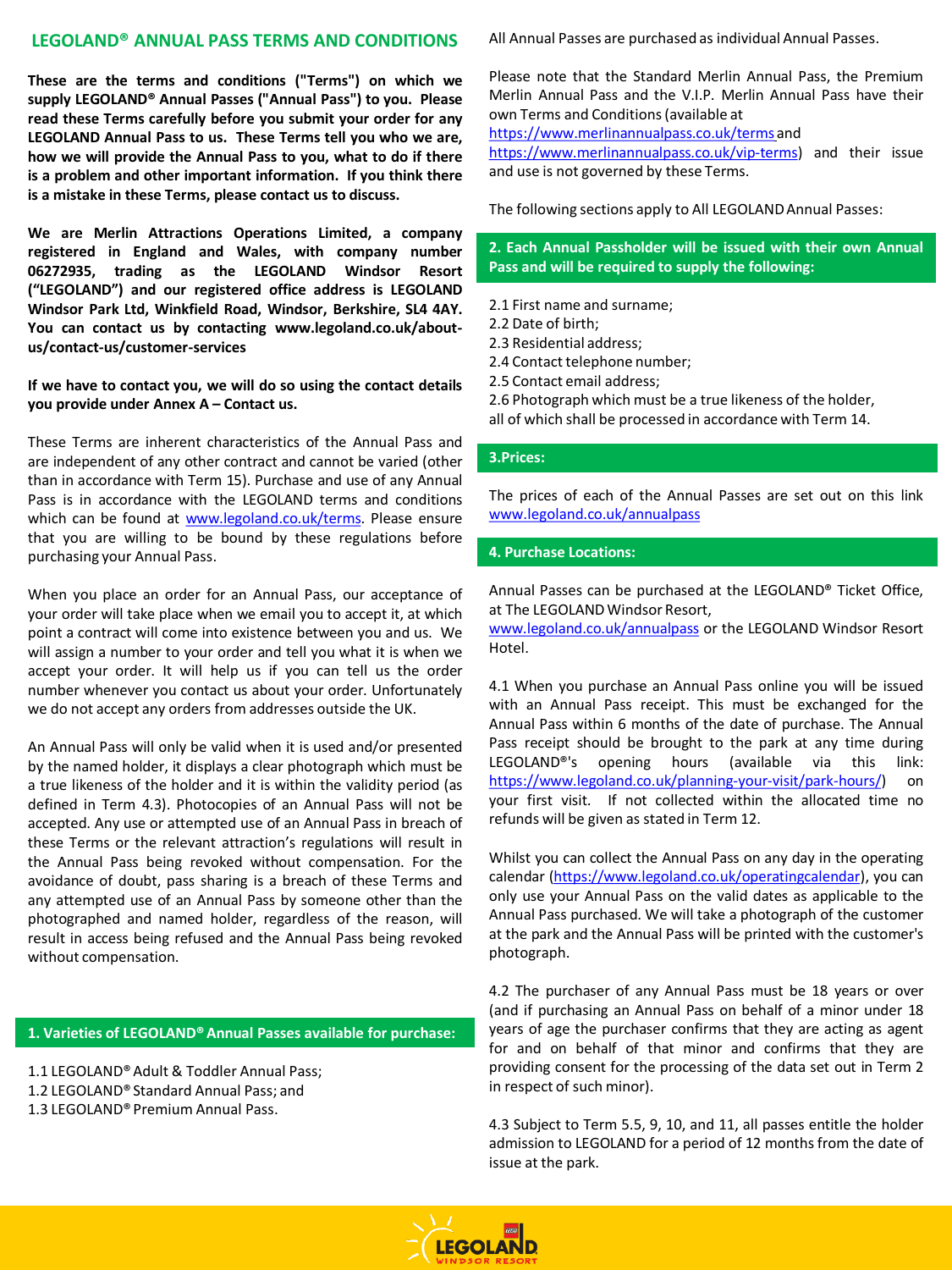## LEGOLAND® ANNUAL PASS TERMS AND CONDITIONS

**These are the terms and conditions ("Terms") on which we supply LEGOLAND® Annual Passes ("Annual Pass") to you. Please read these Terms carefully before you submit your order for any LEGOLAND Annual Pass to us. These Terms tell you who we are, how we will provide the Annual Pass to you, what to do if there is a problem and other important information. If you think there is a mistake in these Terms, please contact us to discuss.**

**We are Merlin Attractions Operations Limited, a company registered in England and Wales, with company number 06272935, trading as the LEGOLAND Windsor Resort ("LEGOLAND") and our registered office address is LEGOLAND Windsor Park Ltd, Winkfield Road, Windsor, Berkshire, SL4 4AY. You can contact us by contacting www.legoland.co.uk/about-us/contact-us/customer-services**

**If we have to contact you, we will do so using the contact details you provide under Annex A – Contact us.**

These Terms are inherent characteristics of the Annual Pass and are independent of any other contract and cannot be varied (other than in accordance with Term 15). Purchase and use of any Annual Pass is in accordance with the LEGOLAND terms and conditions which can be found at www.legoland.co.uk/terms. Please ensure that you are willing to be bound by these regulations before purchasing your Annual Pass.

When you place an order for an Annual Pass, our acceptance of your order will take place when we email you to accept it, at which point a contract will come into existence between you and us. We will assign a number to your order and tell you what it is when we accept your order. It will help us if you can tell us the order number whenever you contact us about your order. Unfortunately we do not accept any orders from addresses outside the UK.

An Annual Pass will only be valid when it is used and/or presented by the named holder, it displays a clear photograph which must be a true likeness of the holder and it is within the validity period (as defined in Term 4.3). Photocopies of an Annual Pass will not be accepted. Any use or attempted use of an Annual Pass in breach of these Terms or the relevant attraction's regulations will result in the Annual Pass being revoked without compensation. For the avoidance of doubt, pass sharing is a breach of these Terms and any attempted use of an Annual Pass by someone other than the photographed and named holder, regardless of the reason, will result in access being refused and the Annual Pass being revoked without compensation.

### 1. Varieties of LEGOLAND® Annual Passes available for purchase:

1.1 LEGOLAND® Adult & Toddler Annual Pass;
1.2 LEGOLAND® Standard Annual Pass; and
1.3 LEGOLAND® Premium Annual Pass.

All Annual Passes are purchased as individual Annual Passes.

Please note that the Standard Merlin Annual Pass, the Premium Merlin Annual Pass and the V.I.P. Merlin Annual Pass have their own Terms and Conditions (available at https://www.merlinannualpass.co.uk/terms and https://www.merlinannualpass.co.uk/vip-terms) and their issue and use is not governed by these Terms.

The following sections apply to All LEGOLAND Annual Passes:

### 2. Each Annual Passholder will be issued with their own Annual Pass and will be required to supply the following:

2.1 First name and surname;
2.2 Date of birth;
2.3 Residential address;
2.4 Contact telephone number;
2.5 Contact email address;
2.6 Photograph which must be a true likeness of the holder,
all of which shall be processed in accordance with Term 14.

### 3.Prices:

The prices of each of the Annual Passes are set out on this link www.legoland.co.uk/annualpass

### 4. Purchase Locations:

Annual Passes can be purchased at the LEGOLAND® Ticket Office, at The LEGOLAND Windsor Resort, www.legoland.co.uk/annualpass or the LEGOLAND Windsor Resort Hotel.

4.1 When you purchase an Annual Pass online you will be issued with an Annual Pass receipt. This must be exchanged for the Annual Pass within 6 months of the date of purchase. The Annual Pass receipt should be brought to the park at any time during LEGOLAND®'s opening hours (available via this link: https://www.legoland.co.uk/planning-your-visit/park-hours/) on your first visit. If not collected within the allocated time no refunds will be given as stated in Term 12.

Whilst you can collect the Annual Pass on any day in the operating calendar (https://www.legoland.co.uk/operatingcalendar), you can only use your Annual Pass on the valid dates as applicable to the Annual Pass purchased. We will take a photograph of the customer at the park and the Annual Pass will be printed with the customer's photograph.

4.2 The purchaser of any Annual Pass must be 18 years or over (and if purchasing an Annual Pass on behalf of a minor under 18 years of age the purchaser confirms that they are acting as agent for and on behalf of that minor and confirms that they are providing consent for the processing of the data set out in Term 2 in respect of such minor).

4.3 Subject to Term 5.5, 9, 10, and 11, all passes entitle the holder admission to LEGOLAND for a period of 12 months from the date of issue at the park.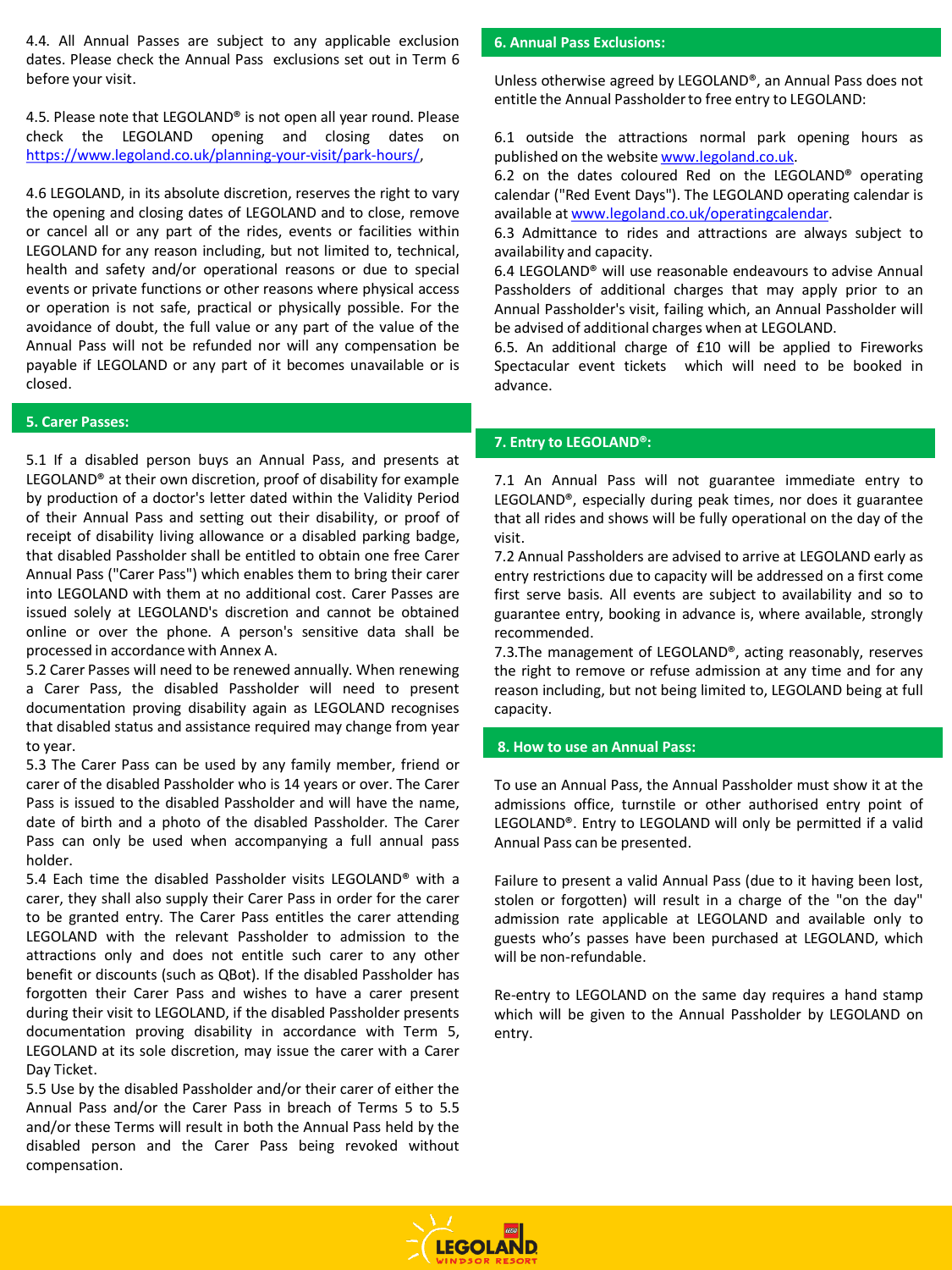4.4. All Annual Passes are subject to any applicable exclusion dates. Please check the Annual Pass exclusions set out in Term 6 before your visit.

4.5. Please note that LEGOLAND® is not open all year round. Please check the LEGOLAND opening and closing dates on https://www.legoland.co.uk/planning-your-visit/park-hours/,

4.6 LEGOLAND, in its absolute discretion, reserves the right to vary the opening and closing dates of LEGOLAND and to close, remove or cancel all or any part of the rides, events or facilities within LEGOLAND for any reason including, but not limited to, technical, health and safety and/or operational reasons or due to special events or private functions or other reasons where physical access or operation is not safe, practical or physically possible. For the avoidance of doubt, the full value or any part of the value of the Annual Pass will not be refunded nor will any compensation be payable if LEGOLAND or any part of it becomes unavailable or is closed.

## 5. Carer Passes:

5.1 If a disabled person buys an Annual Pass, and presents at LEGOLAND® at their own discretion, proof of disability for example by production of a doctor's letter dated within the Validity Period of their Annual Pass and setting out their disability, or proof of receipt of disability living allowance or a disabled parking badge, that disabled Passholder shall be entitled to obtain one free Carer Annual Pass ("Carer Pass") which enables them to bring their carer into LEGOLAND with them at no additional cost. Carer Passes are issued solely at LEGOLAND's discretion and cannot be obtained online or over the phone. A person's sensitive data shall be processed in accordance with Annex A.

5.2 Carer Passes will need to be renewed annually. When renewing a Carer Pass, the disabled Passholder will need to present documentation proving disability again as LEGOLAND recognises that disabled status and assistance required may change from year to year.

5.3 The Carer Pass can be used by any family member, friend or carer of the disabled Passholder who is 14 years or over. The Carer Pass is issued to the disabled Passholder and will have the name, date of birth and a photo of the disabled Passholder. The Carer Pass can only be used when accompanying a full annual pass holder.

5.4 Each time the disabled Passholder visits LEGOLAND® with a carer, they shall also supply their Carer Pass in order for the carer to be granted entry. The Carer Pass entitles the carer attending LEGOLAND with the relevant Passholder to admission to the attractions only and does not entitle such carer to any other benefit or discounts (such as QBot). If the disabled Passholder has forgotten their Carer Pass and wishes to have a carer present during their visit to LEGOLAND, if the disabled Passholder presents documentation proving disability in accordance with Term 5, LEGOLAND at its sole discretion, may issue the carer with a Carer Day Ticket.

5.5 Use by the disabled Passholder and/or their carer of either the Annual Pass and/or the Carer Pass in breach of Terms 5 to 5.5 and/or these Terms will result in both the Annual Pass held by the disabled person and the Carer Pass being revoked without compensation.

## 6. Annual Pass Exclusions:

Unless otherwise agreed by LEGOLAND®, an Annual Pass does not entitle the Annual Passholder to free entry to LEGOLAND:

6.1 outside the attractions normal park opening hours as published on the website www.legoland.co.uk.

6.2 on the dates coloured Red on the LEGOLAND® operating calendar ("Red Event Days"). The LEGOLAND operating calendar is available at www.legoland.co.uk/operatingcalendar.

6.3 Admittance to rides and attractions are always subject to availability and capacity.

6.4 LEGOLAND® will use reasonable endeavours to advise Annual Passholders of additional charges that may apply prior to an Annual Passholder's visit, failing which, an Annual Passholder will be advised of additional charges when at LEGOLAND.

6.5. An additional charge of £10 will be applied to Fireworks Spectacular event tickets which will need to be booked in advance.

## 7. Entry to LEGOLAND®:

7.1 An Annual Pass will not guarantee immediate entry to LEGOLAND®, especially during peak times, nor does it guarantee that all rides and shows will be fully operational on the day of the visit.

7.2 Annual Passholders are advised to arrive at LEGOLAND early as entry restrictions due to capacity will be addressed on a first come first serve basis. All events are subject to availability and so to guarantee entry, booking in advance is, where available, strongly recommended.

7.3.The management of LEGOLAND®, acting reasonably, reserves the right to remove or refuse admission at any time and for any reason including, but not being limited to, LEGOLAND being at full capacity.

## 8. How to use an Annual Pass:

To use an Annual Pass, the Annual Passholder must show it at the admissions office, turnstile or other authorised entry point of LEGOLAND®. Entry to LEGOLAND will only be permitted if a valid Annual Pass can be presented.

Failure to present a valid Annual Pass (due to it having been lost, stolen or forgotten) will result in a charge of the "on the day" admission rate applicable at LEGOLAND and available only to guests who's passes have been purchased at LEGOLAND, which will be non-refundable.

Re-entry to LEGOLAND on the same day requires a hand stamp which will be given to the Annual Passholder by LEGOLAND on entry.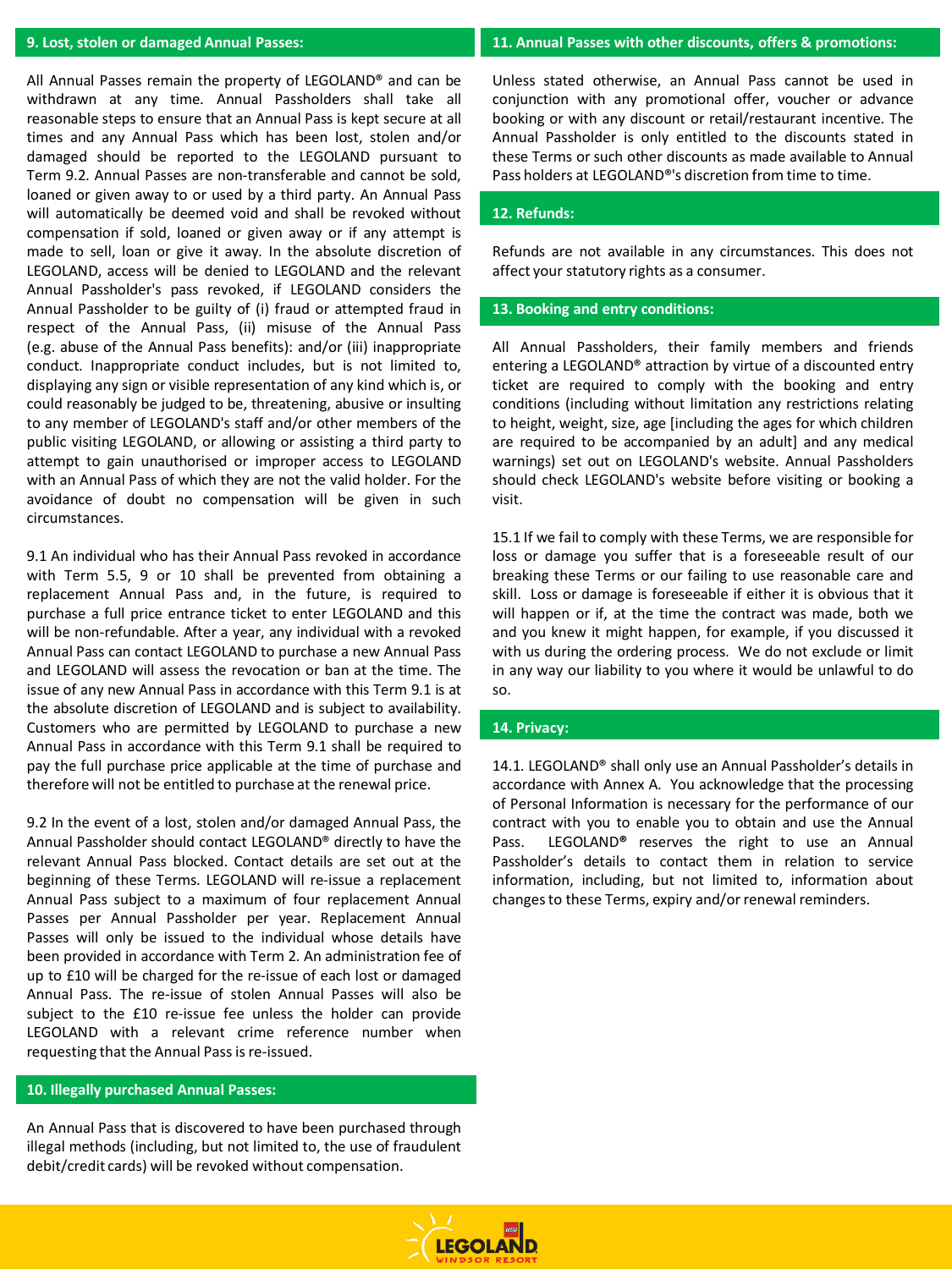## 9. Lost, stolen or damaged Annual Passes:

All Annual Passes remain the property of LEGOLAND® and can be withdrawn at any time. Annual Passholders shall take all reasonable steps to ensure that an Annual Pass is kept secure at all times and any Annual Pass which has been lost, stolen and/or damaged should be reported to the LEGOLAND pursuant to Term 9.2. Annual Passes are non-transferable and cannot be sold, loaned or given away to or used by a third party. An Annual Pass will automatically be deemed void and shall be revoked without compensation if sold, loaned or given away or if any attempt is made to sell, loan or give it away. In the absolute discretion of LEGOLAND, access will be denied to LEGOLAND and the relevant Annual Passholder's pass revoked, if LEGOLAND considers the Annual Passholder to be guilty of (i) fraud or attempted fraud in respect of the Annual Pass, (ii) misuse of the Annual Pass (e.g. abuse of the Annual Pass benefits): and/or (iii) inappropriate conduct. Inappropriate conduct includes, but is not limited to, displaying any sign or visible representation of any kind which is, or could reasonably be judged to be, threatening, abusive or insulting to any member of LEGOLAND's staff and/or other members of the public visiting LEGOLAND, or allowing or assisting a third party to attempt to gain unauthorised or improper access to LEGOLAND with an Annual Pass of which they are not the valid holder. For the avoidance of doubt no compensation will be given in such circumstances.

9.1 An individual who has their Annual Pass revoked in accordance with Term 5.5, 9 or 10 shall be prevented from obtaining a replacement Annual Pass and, in the future, is required to purchase a full price entrance ticket to enter LEGOLAND and this will be non-refundable. After a year, any individual with a revoked Annual Pass can contact LEGOLAND to purchase a new Annual Pass and LEGOLAND will assess the revocation or ban at the time. The issue of any new Annual Pass in accordance with this Term 9.1 is at the absolute discretion of LEGOLAND and is subject to availability. Customers who are permitted by LEGOLAND to purchase a new Annual Pass in accordance with this Term 9.1 shall be required to pay the full purchase price applicable at the time of purchase and therefore will not be entitled to purchase at the renewal price.

9.2 In the event of a lost, stolen and/or damaged Annual Pass, the Annual Passholder should contact LEGOLAND® directly to have the relevant Annual Pass blocked. Contact details are set out at the beginning of these Terms. LEGOLAND will re-issue a replacement Annual Pass subject to a maximum of four replacement Annual Passes per Annual Passholder per year. Replacement Annual Passes will only be issued to the individual whose details have been provided in accordance with Term 2. An administration fee of up to £10 will be charged for the re-issue of each lost or damaged Annual Pass. The re-issue of stolen Annual Passes will also be subject to the £10 re-issue fee unless the holder can provide LEGOLAND with a relevant crime reference number when requesting that the Annual Pass is re-issued.

## 10. Illegally purchased Annual Passes:

An Annual Pass that is discovered to have been purchased through illegal methods (including, but not limited to, the use of fraudulent debit/credit cards) will be revoked without compensation.

## 11. Annual Passes with other discounts, offers & promotions:

Unless stated otherwise, an Annual Pass cannot be used in conjunction with any promotional offer, voucher or advance booking or with any discount or retail/restaurant incentive. The Annual Passholder is only entitled to the discounts stated in these Terms or such other discounts as made available to Annual Pass holders at LEGOLAND®'s discretion from time to time.

## 12. Refunds:

Refunds are not available in any circumstances. This does not affect your statutory rights as a consumer.

## 13. Booking and entry conditions:

All Annual Passholders, their family members and friends entering a LEGOLAND® attraction by virtue of a discounted entry ticket are required to comply with the booking and entry conditions (including without limitation any restrictions relating to height, weight, size, age [including the ages for which children are required to be accompanied by an adult] and any medical warnings) set out on LEGOLAND's website. Annual Passholders should check LEGOLAND's website before visiting or booking a visit.

15.1 If we fail to comply with these Terms, we are responsible for loss or damage you suffer that is a foreseeable result of our breaking these Terms or our failing to use reasonable care and skill. Loss or damage is foreseeable if either it is obvious that it will happen or if, at the time the contract was made, both we and you knew it might happen, for example, if you discussed it with us during the ordering process. We do not exclude or limit in any way our liability to you where it would be unlawful to do so.

## 14. Privacy:

14.1. LEGOLAND® shall only use an Annual Passholder's details in accordance with Annex A. You acknowledge that the processing of Personal Information is necessary for the performance of our contract with you to enable you to obtain and use the Annual Pass. LEGOLAND® reserves the right to use an Annual Passholder's details to contact them in relation to service information, including, but not limited to, information about changes to these Terms, expiry and/or renewal reminders.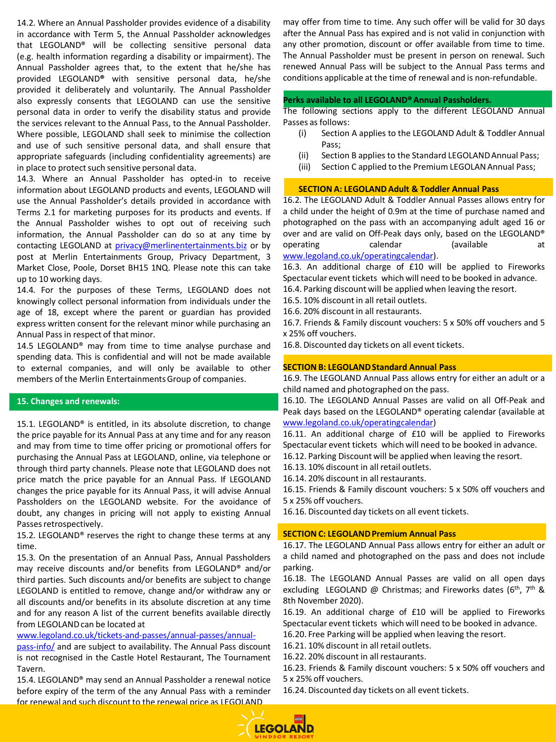14.2. Where an Annual Passholder provides evidence of a disability in accordance with Term 5, the Annual Passholder acknowledges that LEGOLAND® will be collecting sensitive personal data (e.g. health information regarding a disability or impairment). The Annual Passholder agrees that, to the extent that he/she has provided LEGOLAND® with sensitive personal data, he/she provided it deliberately and voluntarily. The Annual Passholder also expressly consents that LEGOLAND can use the sensitive personal data in order to verify the disability status and provide the services relevant to the Annual Pass, to the Annual Passholder. Where possible, LEGOLAND shall seek to minimise the collection and use of such sensitive personal data, and shall ensure that appropriate safeguards (including confidentiality agreements) are in place to protect such sensitive personal data.

14.3. Where an Annual Passholder has opted-in to receive information about LEGOLAND products and events, LEGOLAND will use the Annual Passholder's details provided in accordance with Terms 2.1 for marketing purposes for its products and events. If the Annual Passholder wishes to opt out of receiving such information, the Annual Passholder can do so at any time by contacting LEGOLAND at privacy@merlinentertainments.biz or by post at Merlin Entertainments Group, Privacy Department, 3 Market Close, Poole, Dorset BH15 1NQ. Please note this can take up to 10 working days.

14.4. For the purposes of these Terms, LEGOLAND does not knowingly collect personal information from individuals under the age of 18, except where the parent or guardian has provided express written consent for the relevant minor while purchasing an Annual Pass in respect of that minor.

14.5 LEGOLAND® may from time to time analyse purchase and spending data. This is confidential and will not be made available to external companies, and will only be available to other members of the Merlin Entertainments Group of companies.

## 15. Changes and renewals:

15.1. LEGOLAND® is entitled, in its absolute discretion, to change the price payable for its Annual Pass at any time and for any reason and may from time to time offer pricing or promotional offers for purchasing the Annual Pass at LEGOLAND, online, via telephone or through third party channels. Please note that LEGOLAND does not price match the price payable for an Annual Pass. If LEGOLAND changes the price payable for its Annual Pass, it will advise Annual Passholders on the LEGOLAND website. For the avoidance of doubt, any changes in pricing will not apply to existing Annual Passes retrospectively.

15.2. LEGOLAND® reserves the right to change these terms at any time.

15.3. On the presentation of an Annual Pass, Annual Passholders may receive discounts and/or benefits from LEGOLAND® and/or third parties. Such discounts and/or benefits are subject to change LEGOLAND is entitled to remove, change and/or withdraw any or all discounts and/or benefits in its absolute discretion at any time and for any reason A list of the current benefits available directly from LEGOLAND can be located at www.legoland.co.uk/tickets-and-passes/annual-passes/annual-pass-info/ and are subject to availability. The Annual Pass discount is not recognised in the Castle Hotel Restaurant, The Tournament Tavern.

15.4. LEGOLAND® may send an Annual Passholder a renewal notice before expiry of the term of the any Annual Pass with a reminder for renewal and such discount to the renewal price as LEGOLAND may offer from time to time. Any such offer will be valid for 30 days after the Annual Pass has expired and is not valid in conjunction with any other promotion, discount or offer available from time to time. The Annual Passholder must be present in person on renewal. Such renewed Annual Pass will be subject to the Annual Pass terms and conditions applicable at the time of renewal and is non-refundable.

## Perks available to all LEGOLAND® Annual Passholders.

The following sections apply to the different LEGOLAND Annual Passes as follows:

(i) Section A applies to the LEGOLAND Adult & Toddler Annual Pass;
(ii) Section B applies to the Standard LEGOLAND Annual Pass;
(iii) Section C applied to the Premium LEGOLAN Annual Pass;

### SECTION A: LEGOLAND Adult & Toddler Annual Pass

16.2. The LEGOLAND Adult & Toddler Annual Passes allows entry for a child under the height of 0.9m at the time of purchase named and photographed on the pass with an accompanying adult aged 16 or over and are valid on Off-Peak days only, based on the LEGOLAND® operating calendar (available at www.legoland.co.uk/operatingcalendar).

16.3. An additional charge of £10 will be applied to Fireworks Spectacular event tickets which will need to be booked in advance.

16.4. Parking discount will be applied when leaving the resort.

16.5. 10% discount in all retail outlets.

16.6. 20% discount in all restaurants.

16.7. Friends & Family discount vouchers: 5 x 50% off vouchers and 5 x 25% off vouchers.

16.8. Discounted day tickets on all event tickets.

### SECTION B: LEGOLAND Standard Annual Pass

16.9. The LEGOLAND Annual Pass allows entry for either an adult or a child named and photographed on the pass.

16.10. The LEGOLAND Annual Passes are valid on all Off-Peak and Peak days based on the LEGOLAND® operating calendar (available at www.legoland.co.uk/operatingcalendar)

16.11. An additional charge of £10 will be applied to Fireworks Spectacular event tickets which will need to be booked in advance.

16.12. Parking Discount will be applied when leaving the resort.

16.13. 10% discount in all retail outlets.

16.14. 20% discount in all restaurants.

16.15. Friends & Family discount vouchers: 5 x 50% off vouchers and 5 x 25% off vouchers.

16.16. Discounted day tickets on all event tickets.

### SECTION C: LEGOLAND Premium Annual Pass

16.17. The LEGOLAND Annual Pass allows entry for either an adult or a child named and photographed on the pass and does not include parking.

16.18. The LEGOLAND Annual Passes are valid on all open days excluding LEGOLAND @ Christmas; and Fireworks dates (6th, 7th & 8th November 2020).

16.19. An additional charge of £10 will be applied to Fireworks Spectacular event tickets which will need to be booked in advance.

16.20. Free Parking will be applied when leaving the resort.

16.21. 10% discount in all retail outlets.

16.22. 20% discount in all restaurants.

16.23. Friends & Family discount vouchers: 5 x 50% off vouchers and 5 x 25% off vouchers.

16.24. Discounted day tickets on all event tickets.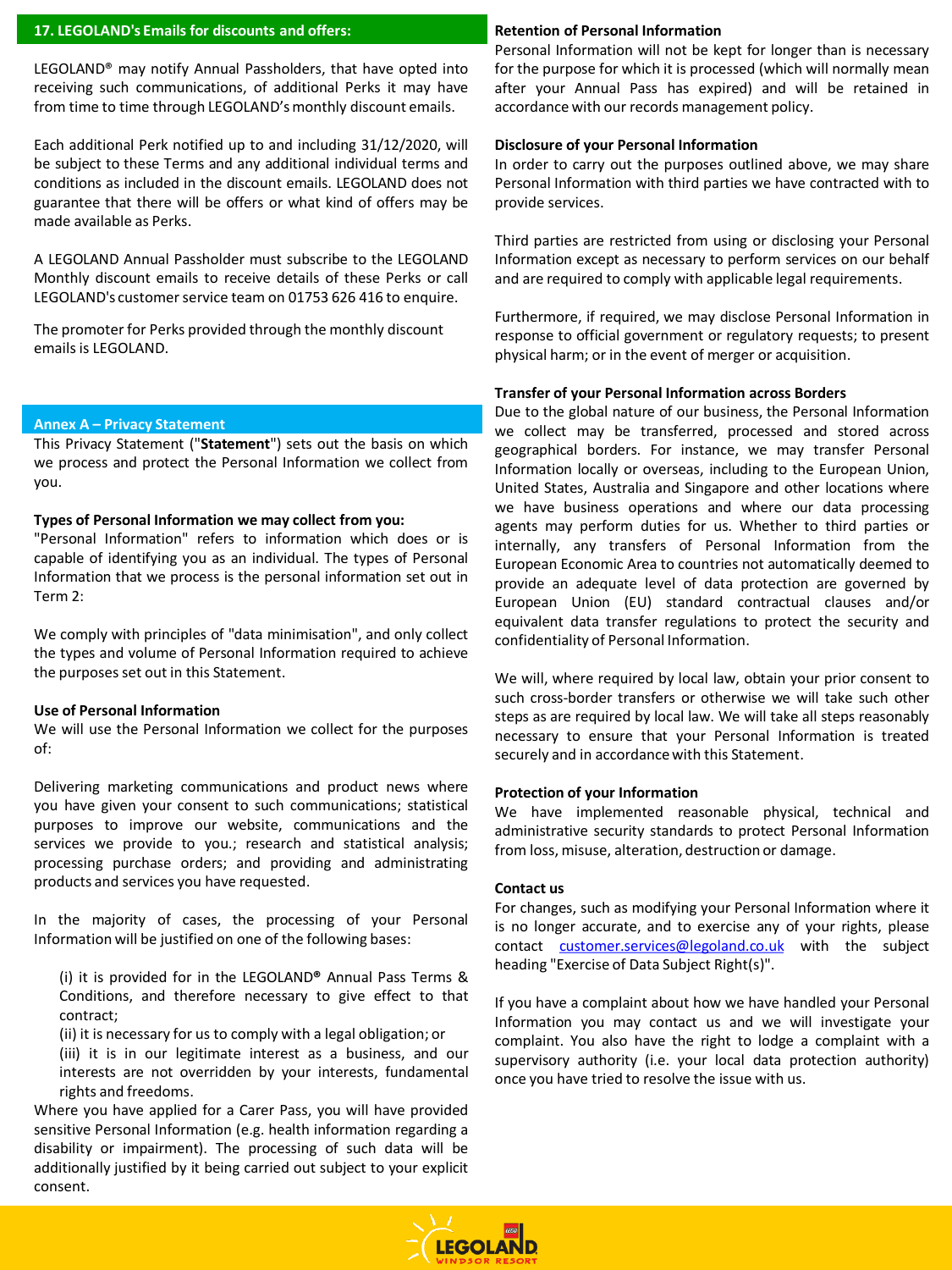## 17. LEGOLAND's Emails for discounts and offers:

LEGOLAND® may notify Annual Passholders, that have opted into receiving such communications, of additional Perks it may have from time to time through LEGOLAND's monthly discount emails.

Each additional Perk notified up to and including 31/12/2020, will be subject to these Terms and any additional individual terms and conditions as included in the discount emails. LEGOLAND does not guarantee that there will be offers or what kind of offers may be made available as Perks.

A LEGOLAND Annual Passholder must subscribe to the LEGOLAND Monthly discount emails to receive details of these Perks or call LEGOLAND's customer service team on 01753 626 416 to enquire.

The promoter for Perks provided through the monthly discount emails is LEGOLAND.

## Annex A – Privacy Statement

This Privacy Statement ("**Statement**") sets out the basis on which we process and protect the Personal Information we collect from you.

**Types of Personal Information we may collect from you:**

"Personal Information" refers to information which does or is capable of identifying you as an individual. The types of Personal Information that we process is the personal information set out in Term 2:

We comply with principles of "data minimisation", and only collect the types and volume of Personal Information required to achieve the purposes set out in this Statement.

**Use of Personal Information**

We will use the Personal Information we collect for the purposes of:

Delivering marketing communications and product news where you have given your consent to such communications; statistical purposes to improve our website, communications and the services we provide to you.; research and statistical analysis; processing purchase orders; and providing and administrating products and services you have requested.

In the majority of cases, the processing of your Personal Information will be justified on one of the following bases:

(i) it is provided for in the LEGOLAND® Annual Pass Terms & Conditions, and therefore necessary to give effect to that contract;
(ii) it is necessary for us to comply with a legal obligation; or
(iii) it is in our legitimate interest as a business, and our interests are not overridden by your interests, fundamental rights and freedoms.

Where you have applied for a Carer Pass, you will have provided sensitive Personal Information (e.g. health information regarding a disability or impairment). The processing of such data will be additionally justified by it being carried out subject to your explicit consent.

**Retention of Personal Information**

Personal Information will not be kept for longer than is necessary for the purpose for which it is processed (which will normally mean after your Annual Pass has expired) and will be retained in accordance with our records management policy.

**Disclosure of your Personal Information**

In order to carry out the purposes outlined above, we may share Personal Information with third parties we have contracted with to provide services.

Third parties are restricted from using or disclosing your Personal Information except as necessary to perform services on our behalf and are required to comply with applicable legal requirements.

Furthermore, if required, we may disclose Personal Information in response to official government or regulatory requests; to present physical harm; or in the event of merger or acquisition.

**Transfer of your Personal Information across Borders**

Due to the global nature of our business, the Personal Information we collect may be transferred, processed and stored across geographical borders. For instance, we may transfer Personal Information locally or overseas, including to the European Union, United States, Australia and Singapore and other locations where we have business operations and where our data processing agents may perform duties for us. Whether to third parties or internally, any transfers of Personal Information from the European Economic Area to countries not automatically deemed to provide an adequate level of data protection are governed by European Union (EU) standard contractual clauses and/or equivalent data transfer regulations to protect the security and confidentiality of Personal Information.

We will, where required by local law, obtain your prior consent to such cross-border transfers or otherwise we will take such other steps as are required by local law. We will take all steps reasonably necessary to ensure that your Personal Information is treated securely and in accordance with this Statement.

**Protection of your Information**

We have implemented reasonable physical, technical and administrative security standards to protect Personal Information from loss, misuse, alteration, destruction or damage.

**Contact us**

For changes, such as modifying your Personal Information where it is no longer accurate, and to exercise any of your rights, please contact customer.services@legoland.co.uk with the subject heading "Exercise of Data Subject Right(s)".

If you have a complaint about how we have handled your Personal Information you may contact us and we will investigate your complaint. You also have the right to lodge a complaint with a supervisory authority (i.e. your local data protection authority) once you have tried to resolve the issue with us.